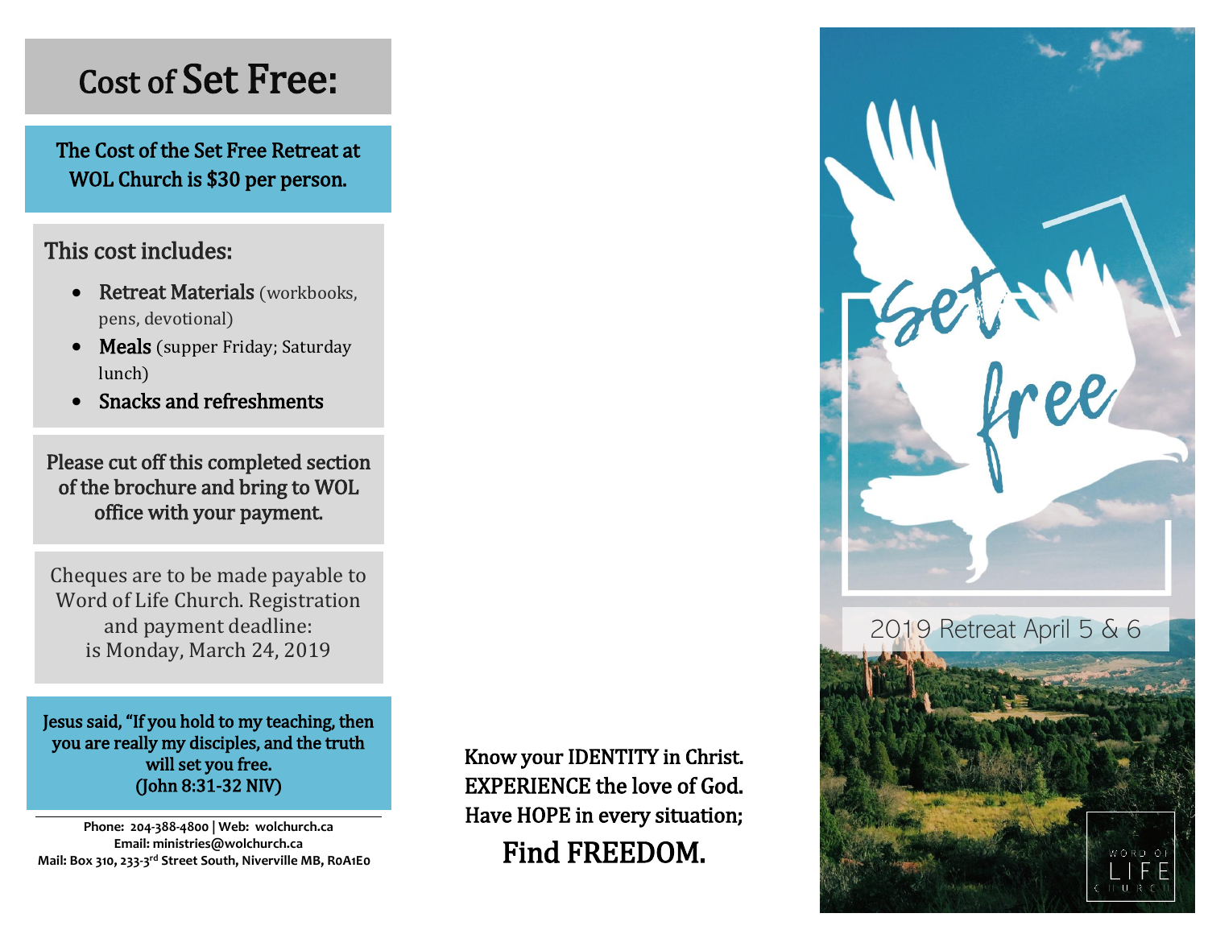# Cost of Set Free:

**The Cost of the Set Free Retreat at WOL Church is $30 per person.**

## This cost includes:

- **Retreat Materials** (workbooks, pens, devotional)
- **Meals** (supper Friday; Saturday lunch)
- **Snacks and refreshments**

Please cut off this completed section of the brochure and bring to WOL office with your payment.

Cheques are to be made payable to Word of Life Church. Registration and payment deadline: is Monday, March 24, 2019

Jesus said, "If you hold to my teaching, then you are really my disciples, and the truth will set you free. (John 8:31-32 NIV)

**Phone: 204-388-4800 | Web: wolchurch.ca**
**Email: ministries@wolchurch.ca**
**Mail: Box 310, 233-3rd Street South, Niverville MB, R0A1E0**

Know your IDENTITY in Christ.
EXPERIENCE the love of God.
Have HOPE in every situation;

## Find FREEDOM.

# Set free

2019 Retreat April 5 & 6

WORD OF LIFE CHURCH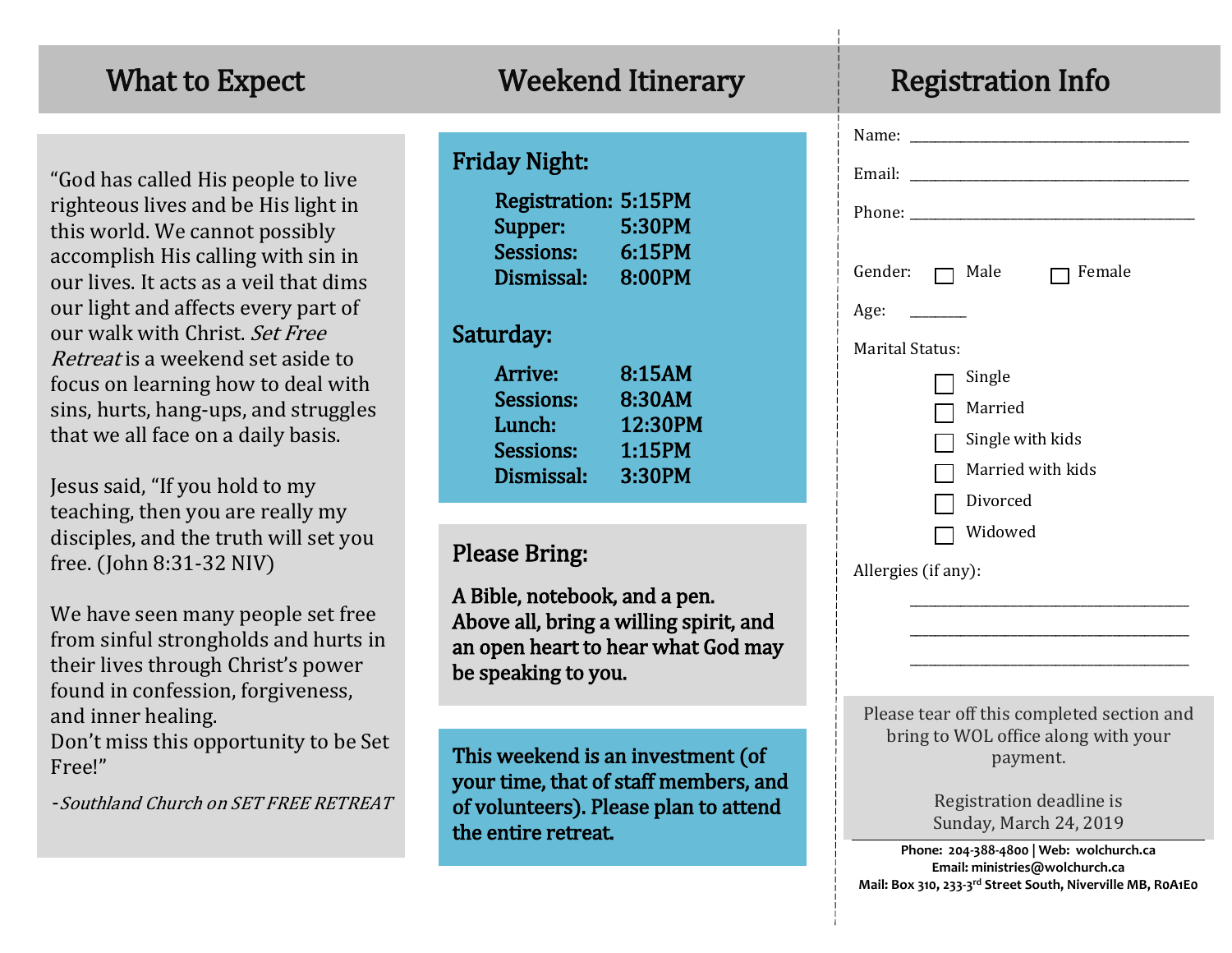## What to Expect

"God has called His people to live righteous lives and be His light in this world. We cannot possibly accomplish His calling with sin in our lives. It acts as a veil that dims our light and affects every part of our walk with Christ. *Set Free Retreat* is a weekend set aside to focus on learning how to deal with sins, hurts, hang-ups, and struggles that we all face on a daily basis.

Jesus said, "If you hold to my teaching, then you are really my disciples, and the truth will set you free. (John 8:31-32 NIV)

We have seen many people set free from sinful strongholds and hurts in their lives through Christ's power found in confession, forgiveness, and inner healing.
Don't miss this opportunity to be Set Free!"

-*Southland Church on SET FREE RETREAT*

## Weekend Itinerary

### Friday Night:

| | |
|---|---|
| Registration: | 5:15PM |
| Supper: | 5:30PM |
| Sessions: | 6:15PM |
| Dismissal: | 8:00PM |

### Saturday:

| | |
|---|---|
| Arrive: | 8:15AM |
| Sessions: | 8:30AM |
| Lunch: | 12:30PM |
| Sessions: | 1:15PM |
| Dismissal: | 3:30PM |

### Please Bring:

**A Bible, notebook, and a pen.**
**Above all, bring a willing spirit, and an open heart to hear what God may be speaking to you.**

**This weekend is an investment (of your time, that of staff members, and of volunteers). Please plan to attend the entire retreat.**

## Registration Info

Name: ______________________________

Email: ______________________________

Phone: ______________________________

Gender: ☐ Male ☐ Female

Age: ________

Marital Status:

- ☐ Single
- ☐ Married
- ☐ Single with kids
- ☐ Married with kids
- ☐ Divorced
- ☐ Widowed

Allergies (if any):

______________________________

______________________________

______________________________

Please tear off this completed section and bring to WOL office along with your payment.

Registration deadline is Sunday, March 24, 2019

**Phone: 204-388-4800 | Web: wolchurch.ca**
**Email: ministries@wolchurch.ca**
**Mail: Box 310, 233-3rd Street South, Niverville MB, R0A1E0**